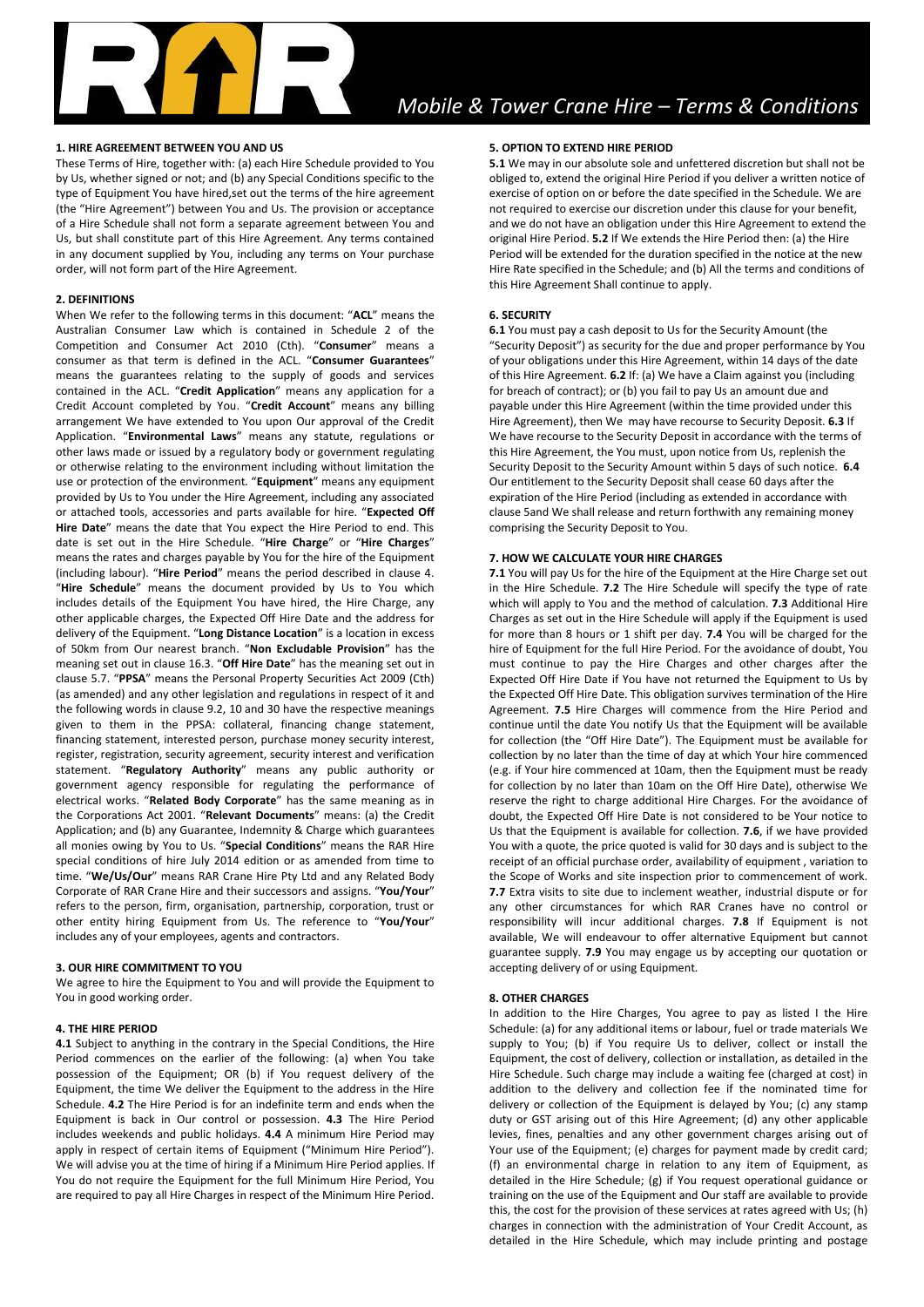# Mobile & Tower Crane Hire – Terms & Conditions

## 1. HIRE AGREEMENT BETWEEN YOU AND US

These Terms of Hire, together with: (a) each Hire Schedule provided to You by Us, whether signed or not; and (b) any Special Conditions specific to the type of Equipment You have hired,set out the terms of the hire agreement (the "Hire Agreement") between You and Us. The provision or acceptance of a Hire Schedule shall not form a separate agreement between You and Us, but shall constitute part of this Hire Agreement. Any terms contained in any document supplied by You, including any terms on Your purchase order, will not form part of the Hire Agreement.

## 2. DEFINITIONS

When We refer to the following terms in this document: "**ACL**" means the Australian Consumer Law which is contained in Schedule 2 of the Competition and Consumer Act 2010 (Cth). "**Consumer**" means a consumer as that term is defined in the ACL. "**Consumer Guarantees**" means the guarantees relating to the supply of goods and services contained in the ACL. "**Credit Application**" means any application for a Credit Account completed by You. "**Credit Account**" means any billing arrangement We have extended to You upon Our approval of the Credit Application. "**Environmental Laws**" means any statute, regulations or other laws made or issued by a regulatory body or government regulating or otherwise relating to the environment including without limitation the use or protection of the environment. "**Equipment**" means any equipment provided by Us to You under the Hire Agreement, including any associated or attached tools, accessories and parts available for hire. "**Expected Off Hire Date**" means the date that You expect the Hire Period to end. This date is set out in the Hire Schedule. "**Hire Charge**" or "**Hire Charges**" means the rates and charges payable by You for the hire of the Equipment (including labour). "**Hire Period**" means the period described in clause 4. "**Hire Schedule**" means the document provided by Us to You which includes details of the Equipment You have hired, the Hire Charge, any other applicable charges, the Expected Off Hire Date and the address for delivery of the Equipment. "**Long Distance Location**" is a location in excess of 50km from Our nearest branch. "**Non Excludable Provision**" has the meaning set out in clause 16.3. "**Off Hire Date**" has the meaning set out in clause 5.7. "**PPSA**" means the Personal Property Securities Act 2009 (Cth) (as amended) and any other legislation and regulations in respect of it and the following words in clause 9.2, 10 and 30 have the respective meanings given to them in the PPSA: collateral, financing change statement, financing statement, interested person, purchase money security interest, register, registration, security agreement, security interest and verification statement. "**Regulatory Authority**" means any public authority or government agency responsible for regulating the performance of electrical works. "**Related Body Corporate**" has the same meaning as in the Corporations Act 2001. "**Relevant Documents**" means: (a) the Credit Application; and (b) any Guarantee, Indemnity & Charge which guarantees all monies owing by You to Us. "**Special Conditions**" means the RAR Hire special conditions of hire July 2014 edition or as amended from time to time. "**We/Us/Our**" means RAR Crane Hire Pty Ltd and any Related Body Corporate of RAR Crane Hire and their successors and assigns. "**You/Your**" refers to the person, firm, organisation, partnership, corporation, trust or other entity hiring Equipment from Us. The reference to "**You/Your**" includes any of your employees, agents and contractors.

## 3. OUR HIRE COMMITMENT TO YOU

We agree to hire the Equipment to You and will provide the Equipment to You in good working order.

## 4. THE HIRE PERIOD

**4.1** Subject to anything in the contrary in the Special Conditions, the Hire Period commences on the earlier of the following: (a) when You take possession of the Equipment; OR (b) if You request delivery of the Equipment, the time We deliver the Equipment to the address in the Hire Schedule. **4.2** The Hire Period is for an indefinite term and ends when the Equipment is back in Our control or possession. **4.3** The Hire Period includes weekends and public holidays. **4.4** A minimum Hire Period may apply in respect of certain items of Equipment ("Minimum Hire Period"). We will advise you at the time of hiring if a Minimum Hire Period applies. If You do not require the Equipment for the full Minimum Hire Period, You are required to pay all Hire Charges in respect of the Minimum Hire Period.

## 5. OPTION TO EXTEND HIRE PERIOD

**5.1** We may in our absolute sole and unfettered discretion but shall not be obliged to, extend the original Hire Period if you deliver a written notice of exercise of option on or before the date specified in the Schedule. We are not required to exercise our discretion under this clause for your benefit, and we do not have an obligation under this Hire Agreement to extend the original Hire Period. **5.2** If We extends the Hire Period then: (a) the Hire Period will be extended for the duration specified in the notice at the new Hire Rate specified in the Schedule; and (b) All the terms and conditions of this Hire Agreement Shall continue to apply.

## 6. SECURITY

**6.1** You must pay a cash deposit to Us for the Security Amount (the "Security Deposit") as security for the due and proper performance by You of your obligations under this Hire Agreement, within 14 days of the date of this Hire Agreement. **6.2** If: (a) We have a Claim against you (including for breach of contract); or (b) you fail to pay Us an amount due and payable under this Hire Agreement (within the time provided under this Hire Agreement), then We may have recourse to Security Deposit. **6.3** If We have recourse to the Security Deposit in accordance with the terms of this Hire Agreement, the You must, upon notice from Us, replenish the Security Deposit to the Security Amount within 5 days of such notice. **6.4** Our entitlement to the Security Deposit shall cease 60 days after the expiration of the Hire Period (including as extended in accordance with clause 5and We shall release and return forthwith any remaining money comprising the Security Deposit to You.

## 7. HOW WE CALCULATE YOUR HIRE CHARGES

**7.1** You will pay Us for the hire of the Equipment at the Hire Charge set out in the Hire Schedule. **7.2** The Hire Schedule will specify the type of rate which will apply to You and the method of calculation. **7.3** Additional Hire Charges as set out in the Hire Schedule will apply if the Equipment is used for more than 8 hours or 1 shift per day. **7.4** You will be charged for the hire of Equipment for the full Hire Period. For the avoidance of doubt, You must continue to pay the Hire Charges and other charges after the Expected Off Hire Date if You have not returned the Equipment to Us by the Expected Off Hire Date. This obligation survives termination of the Hire Agreement. **7.5** Hire Charges will commence from the Hire Period and continue until the date You notify Us that the Equipment will be available for collection (the "Off Hire Date"). The Equipment must be available for collection by no later than the time of day at which Your hire commenced (e.g. if Your hire commenced at 10am, then the Equipment must be ready for collection by no later than 10am on the Off Hire Date), otherwise We reserve the right to charge additional Hire Charges. For the avoidance of doubt, the Expected Off Hire Date is not considered to be Your notice to Us that the Equipment is available for collection. **7.6**, if we have provided You with a quote, the price quoted is valid for 30 days and is subject to the receipt of an official purchase order, availability of equipment , variation to the Scope of Works and site inspection prior to commencement of work. **7.7** Extra visits to site due to inclement weather, industrial dispute or for any other circumstances for which RAR Cranes have no control or responsibility will incur additional charges. **7.8** If Equipment is not available, We will endeavour to offer alternative Equipment but cannot guarantee supply. **7.9** You may engage us by accepting our quotation or accepting delivery of or using Equipment.

## 8. OTHER CHARGES

In addition to the Hire Charges, You agree to pay as listed I the Hire Schedule: (a) for any additional items or labour, fuel or trade materials We supply to You; (b) if You require Us to deliver, collect or install the Equipment, the cost of delivery, collection or installation, as detailed in the Hire Schedule. Such charge may include a waiting fee (charged at cost) in addition to the delivery and collection fee if the nominated time for delivery or collection of the Equipment is delayed by You; (c) any stamp duty or GST arising out of this Hire Agreement; (d) any other applicable levies, fines, penalties and any other government charges arising out of Your use of the Equipment; (e) charges for payment made by credit card; (f) an environmental charge in relation to any item of Equipment, as detailed in the Hire Schedule; (g) if You request operational guidance or training on the use of the Equipment and Our staff are available to provide this, the cost for the provision of these services at rates agreed with Us; (h) charges in connection with the administration of Your Credit Account, as detailed in the Hire Schedule, which may include printing and postage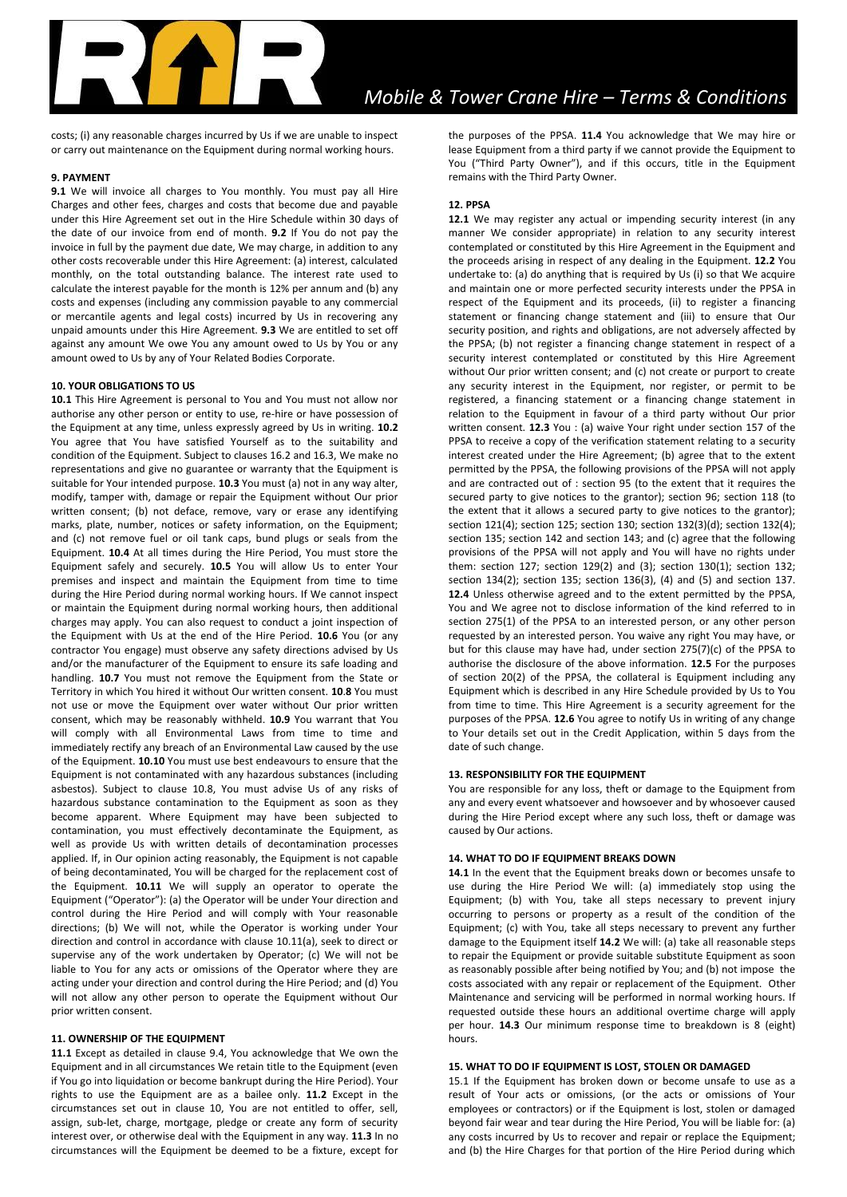costs; (i) any reasonable charges incurred by Us if we are unable to inspect or carry out maintenance on the Equipment during normal working hours.

### 9. PAYMENT

**9.1** We will invoice all charges to You monthly. You must pay all Hire Charges and other fees, charges and costs that become due and payable under this Hire Agreement set out in the Hire Schedule within 30 days of the date of our invoice from end of month. **9.2** If You do not pay the invoice in full by the payment due date, We may charge, in addition to any other costs recoverable under this Hire Agreement: (a) interest, calculated monthly, on the total outstanding balance. The interest rate used to calculate the interest payable for the month is 12% per annum and (b) any costs and expenses (including any commission payable to any commercial or mercantile agents and legal costs) incurred by Us in recovering any unpaid amounts under this Hire Agreement. **9.3** We are entitled to set off against any amount We owe You any amount owed to Us by You or any amount owed to Us by any of Your Related Bodies Corporate.

### 10. YOUR OBLIGATIONS TO US

**10.1** This Hire Agreement is personal to You and You must not allow nor authorise any other person or entity to use, re-hire or have possession of the Equipment at any time, unless expressly agreed by Us in writing. **10.2** You agree that You have satisfied Yourself as to the suitability and condition of the Equipment. Subject to clauses 16.2 and 16.3, We make no representations and give no guarantee or warranty that the Equipment is suitable for Your intended purpose. **10.3** You must (a) not in any way alter, modify, tamper with, damage or repair the Equipment without Our prior written consent; (b) not deface, remove, vary or erase any identifying marks, plate, number, notices or safety information, on the Equipment; and (c) not remove fuel or oil tank caps, bund plugs or seals from the Equipment. **10.4** At all times during the Hire Period, You must store the Equipment safely and securely. **10.5** You will allow Us to enter Your premises and inspect and maintain the Equipment from time to time during the Hire Period during normal working hours. If We cannot inspect or maintain the Equipment during normal working hours, then additional charges may apply. You can also request to conduct a joint inspection of the Equipment with Us at the end of the Hire Period. **10.6** You (or any contractor You engage) must observe any safety directions advised by Us and/or the manufacturer of the Equipment to ensure its safe loading and handling. **10.7** You must not remove the Equipment from the State or Territory in which You hired it without Our written consent. **10.8** You must not use or move the Equipment over water without Our prior written consent, which may be reasonably withheld. **10.9** You warrant that You will comply with all Environmental Laws from time to time and immediately rectify any breach of an Environmental Law caused by the use of the Equipment. **10.10** You must use best endeavours to ensure that the Equipment is not contaminated with any hazardous substances (including asbestos). Subject to clause 10.8, You must advise Us of any risks of hazardous substance contamination to the Equipment as soon as they become apparent. Where Equipment may have been subjected to contamination, you must effectively decontaminate the Equipment, as well as provide Us with written details of decontamination processes applied. If, in Our opinion acting reasonably, the Equipment is not capable of being decontaminated, You will be charged for the replacement cost of the Equipment. **10.11** We will supply an operator to operate the Equipment ("Operator"): (a) the Operator will be under Your direction and control during the Hire Period and will comply with Your reasonable directions; (b) We will not, while the Operator is working under Your direction and control in accordance with clause 10.11(a), seek to direct or supervise any of the work undertaken by Operator; (c) We will not be liable to You for any acts or omissions of the Operator where they are acting under your direction and control during the Hire Period; and (d) You will not allow any other person to operate the Equipment without Our prior written consent.

### 11. OWNERSHIP OF THE EQUIPMENT

**11.1** Except as detailed in clause 9.4, You acknowledge that We own the Equipment and in all circumstances We retain title to the Equipment (even if You go into liquidation or become bankrupt during the Hire Period). Your rights to use the Equipment are as a bailee only. **11.2** Except in the circumstances set out in clause 10, You are not entitled to offer, sell, assign, sub-let, charge, mortgage, pledge or create any form of security interest over, or otherwise deal with the Equipment in any way. **11.3** In no circumstances will the Equipment be deemed to be a fixture, except for the purposes of the PPSA. **11.4** You acknowledge that We may hire or lease Equipment from a third party if we cannot provide the Equipment to You ("Third Party Owner"), and if this occurs, title in the Equipment remains with the Third Party Owner.

### 12. PPSA

**12.1** We may register any actual or impending security interest (in any manner We consider appropriate) in relation to any security interest contemplated or constituted by this Hire Agreement in the Equipment and the proceeds arising in respect of any dealing in the Equipment. **12.2** You undertake to: (a) do anything that is required by Us (i) so that We acquire and maintain one or more perfected security interests under the PPSA in respect of the Equipment and its proceeds, (ii) to register a financing statement or financing change statement and (iii) to ensure that Our security position, and rights and obligations, are not adversely affected by the PPSA; (b) not register a financing change statement in respect of a security interest contemplated or constituted by this Hire Agreement without Our prior written consent; and (c) not create or purport to create any security interest in the Equipment, nor register, or permit to be registered, a financing statement or a financing change statement in relation to the Equipment in favour of a third party without Our prior written consent. **12.3** You : (a) waive Your right under section 157 of the PPSA to receive a copy of the verification statement relating to a security interest created under the Hire Agreement; (b) agree that to the extent permitted by the PPSA, the following provisions of the PPSA will not apply and are contracted out of : section 95 (to the extent that it requires the secured party to give notices to the grantor); section 96; section 118 (to the extent that it allows a secured party to give notices to the grantor); section 121(4); section 125; section 130; section 132(3)(d); section 132(4); section 135; section 142 and section 143; and (c) agree that the following provisions of the PPSA will not apply and You will have no rights under them: section 127; section 129(2) and (3); section 130(1); section 132; section 134(2); section 135; section 136(3), (4) and (5) and section 137. **12.4** Unless otherwise agreed and to the extent permitted by the PPSA, You and We agree not to disclose information of the kind referred to in section 275(1) of the PPSA to an interested person, or any other person requested by an interested person. You waive any right You may have, or but for this clause may have had, under section 275(7)(c) of the PPSA to authorise the disclosure of the above information. **12.5** For the purposes of section 20(2) of the PPSA, the collateral is Equipment including any Equipment which is described in any Hire Schedule provided by Us to You from time to time. This Hire Agreement is a security agreement for the purposes of the PPSA. **12.6** You agree to notify Us in writing of any change to Your details set out in the Credit Application, within 5 days from the date of such change.

### 13. RESPONSIBILITY FOR THE EQUIPMENT

You are responsible for any loss, theft or damage to the Equipment from any and every event whatsoever and howsoever and by whosoever caused during the Hire Period except where any such loss, theft or damage was caused by Our actions.

### 14. WHAT TO DO IF EQUIPMENT BREAKS DOWN

**14.1** In the event that the Equipment breaks down or becomes unsafe to use during the Hire Period We will: (a) immediately stop using the Equipment; (b) with You, take all steps necessary to prevent injury occurring to persons or property as a result of the condition of the Equipment; (c) with You, take all steps necessary to prevent any further damage to the Equipment itself **14.2** We will: (a) take all reasonable steps to repair the Equipment or provide suitable substitute Equipment as soon as reasonably possible after being notified by You; and (b) not impose the costs associated with any repair or replacement of the Equipment. Other Maintenance and servicing will be performed in normal working hours. If requested outside these hours an additional overtime charge will apply per hour. **14.3** Our minimum response time to breakdown is 8 (eight) hours.

### 15. WHAT TO DO IF EQUIPMENT IS LOST, STOLEN OR DAMAGED

15.1 If the Equipment has broken down or become unsafe to use as a result of Your acts or omissions, (or the acts or omissions of Your employees or contractors) or if the Equipment is lost, stolen or damaged beyond fair wear and tear during the Hire Period, You will be liable for: (a) any costs incurred by Us to recover and repair or replace the Equipment; and (b) the Hire Charges for that portion of the Hire Period during which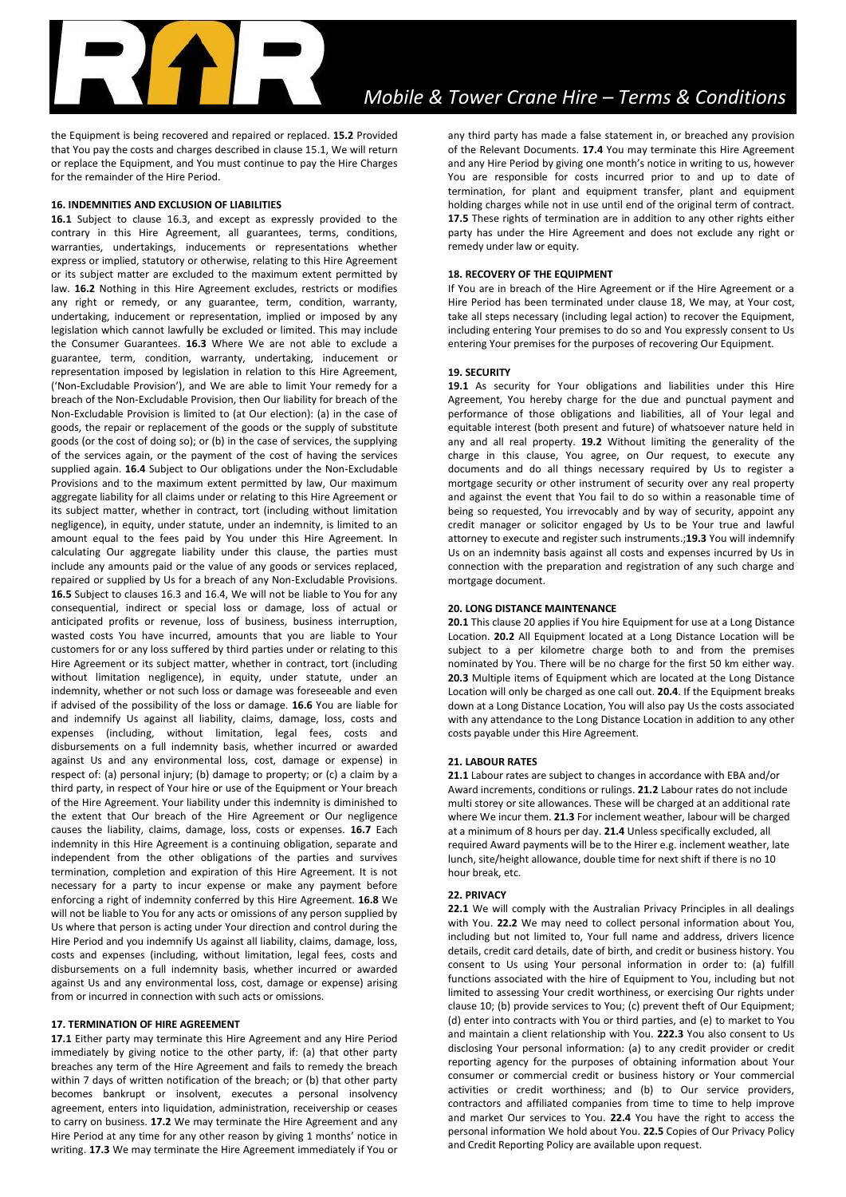the Equipment is being recovered and repaired or replaced. **15.2** Provided that You pay the costs and charges described in clause 15.1, We will return or replace the Equipment, and You must continue to pay the Hire Charges for the remainder of the Hire Period.

## 16. INDEMNITIES AND EXCLUSION OF LIABILITIES

**16.1** Subject to clause 16.3, and except as expressly provided to the contrary in this Hire Agreement, all guarantees, terms, conditions, warranties, undertakings, inducements or representations whether express or implied, statutory or otherwise, relating to this Hire Agreement or its subject matter are excluded to the maximum extent permitted by law. **16.2** Nothing in this Hire Agreement excludes, restricts or modifies any right or remedy, or any guarantee, term, condition, warranty, undertaking, inducement or representation, implied or imposed by any legislation which cannot lawfully be excluded or limited. This may include the Consumer Guarantees. **16.3** Where We are not able to exclude a guarantee, term, condition, warranty, undertaking, inducement or representation imposed by legislation in relation to this Hire Agreement, ('Non-Excludable Provision'), and We are able to limit Your remedy for a breach of the Non-Excludable Provision, then Our liability for breach of the Non-Excludable Provision is limited to (at Our election): (a) in the case of goods, the repair or replacement of the goods or the supply of substitute goods (or the cost of doing so); or (b) in the case of services, the supplying of the services again, or the payment of the cost of having the services supplied again. **16.4** Subject to Our obligations under the Non-Excludable Provisions and to the maximum extent permitted by law, Our maximum aggregate liability for all claims under or relating to this Hire Agreement or its subject matter, whether in contract, tort (including without limitation negligence), in equity, under statute, under an indemnity, is limited to an amount equal to the fees paid by You under this Hire Agreement. In calculating Our aggregate liability under this clause, the parties must include any amounts paid or the value of any goods or services replaced, repaired or supplied by Us for a breach of any Non-Excludable Provisions. **16.5** Subject to clauses 16.3 and 16.4, We will not be liable to You for any consequential, indirect or special loss or damage, loss of actual or anticipated profits or revenue, loss of business, business interruption, wasted costs You have incurred, amounts that you are liable to Your customers for or any loss suffered by third parties under or relating to this Hire Agreement or its subject matter, whether in contract, tort (including without limitation negligence), in equity, under statute, under an indemnity, whether or not such loss or damage was foreseeable and even if advised of the possibility of the loss or damage. **16.6** You are liable for and indemnify Us against all liability, claims, damage, loss, costs and expenses (including, without limitation, legal fees, costs and disbursements on a full indemnity basis, whether incurred or awarded against Us and any environmental loss, cost, damage or expense) in respect of: (a) personal injury; (b) damage to property; or (c) a claim by a third party, in respect of Your hire or use of the Equipment or Your breach of the Hire Agreement. Your liability under this indemnity is diminished to the extent that Our breach of the Hire Agreement or Our negligence causes the liability, claims, damage, loss, costs or expenses. **16.7** Each indemnity in this Hire Agreement is a continuing obligation, separate and independent from the other obligations of the parties and survives termination, completion and expiration of this Hire Agreement. It is not necessary for a party to incur expense or make any payment before enforcing a right of indemnity conferred by this Hire Agreement. **16.8** We will not be liable to You for any acts or omissions of any person supplied by Us where that person is acting under Your direction and control during the Hire Period and you indemnify Us against all liability, claims, damage, loss, costs and expenses (including, without limitation, legal fees, costs and disbursements on a full indemnity basis, whether incurred or awarded against Us and any environmental loss, cost, damage or expense) arising from or incurred in connection with such acts or omissions.

## 17. TERMINATION OF HIRE AGREEMENT

**17.1** Either party may terminate this Hire Agreement and any Hire Period immediately by giving notice to the other party, if: (a) that other party breaches any term of the Hire Agreement and fails to remedy the breach within 7 days of written notification of the breach; or (b) that other party becomes bankrupt or insolvent, executes a personal insolvency agreement, enters into liquidation, administration, receivership or ceases to carry on business. **17.2** We may terminate the Hire Agreement and any Hire Period at any time for any other reason by giving 1 months' notice in writing. **17.3** We may terminate the Hire Agreement immediately if You or any third party has made a false statement in, or breached any provision of the Relevant Documents. **17.4** You may terminate this Hire Agreement and any Hire Period by giving one month's notice in writing to us, however You are responsible for costs incurred prior to and up to date of termination, for plant and equipment transfer, plant and equipment holding charges while not in use until end of the original term of contract. **17.5** These rights of termination are in addition to any other rights either party has under the Hire Agreement and does not exclude any right or remedy under law or equity.

## 18. RECOVERY OF THE EQUIPMENT

If You are in breach of the Hire Agreement or if the Hire Agreement or a Hire Period has been terminated under clause 18, We may, at Your cost, take all steps necessary (including legal action) to recover the Equipment, including entering Your premises to do so and You expressly consent to Us entering Your premises for the purposes of recovering Our Equipment.

## 19. SECURITY

**19.1** As security for Your obligations and liabilities under this Hire Agreement, You hereby charge for the due and punctual payment and performance of those obligations and liabilities, all of Your legal and equitable interest (both present and future) of whatsoever nature held in any and all real property. **19.2** Without limiting the generality of the charge in this clause, You agree, on Our request, to execute any documents and do all things necessary required by Us to register a mortgage security or other instrument of security over any real property and against the event that You fail to do so within a reasonable time of being so requested, You irrevocably and by way of security, appoint any credit manager or solicitor engaged by Us to be Your true and lawful attorney to execute and register such instruments.;**19.3** You will indemnify Us on an indemnity basis against all costs and expenses incurred by Us in connection with the preparation and registration of any such charge and mortgage document.

## 20. LONG DISTANCE MAINTENANCE

**20.1** This clause 20 applies if You hire Equipment for use at a Long Distance Location. **20.2** All Equipment located at a Long Distance Location will be subject to a per kilometre charge both to and from the premises nominated by You. There will be no charge for the first 50 km either way. **20.3** Multiple items of Equipment which are located at the Long Distance Location will only be charged as one call out. **20.4**. If the Equipment breaks down at a Long Distance Location, You will also pay Us the costs associated with any attendance to the Long Distance Location in addition to any other costs payable under this Hire Agreement.

## 21. LABOUR RATES

**21.1** Labour rates are subject to changes in accordance with EBA and/or Award increments, conditions or rulings. **21.2** Labour rates do not include multi storey or site allowances. These will be charged at an additional rate where We incur them. **21.3** For inclement weather, labour will be charged at a minimum of 8 hours per day. **21.4** Unless specifically excluded, all required Award payments will be to the Hirer e.g. inclement weather, late lunch, site/height allowance, double time for next shift if there is no 10 hour break, etc.

## 22. PRIVACY

**22.1** We will comply with the Australian Privacy Principles in all dealings with You. **22.2** We may need to collect personal information about You, including but not limited to, Your full name and address, drivers licence details, credit card details, date of birth, and credit or business history. You consent to Us using Your personal information in order to: (a) fulfill functions associated with the hire of Equipment to You, including but not limited to assessing Your credit worthiness, or exercising Our rights under clause 10; (b) provide services to You; (c) prevent theft of Our Equipment; (d) enter into contracts with You or third parties, and (e) to market to You and maintain a client relationship with You. **222.3** You also consent to Us disclosing Your personal information: (a) to any credit provider or credit reporting agency for the purposes of obtaining information about Your consumer or commercial credit or business history or Your commercial activities or credit worthiness; and (b) to Our service providers, contractors and affiliated companies from time to time to help improve and market Our services to You. **22.4** You have the right to access the personal information We hold about You. **22.5** Copies of Our Privacy Policy and Credit Reporting Policy are available upon request.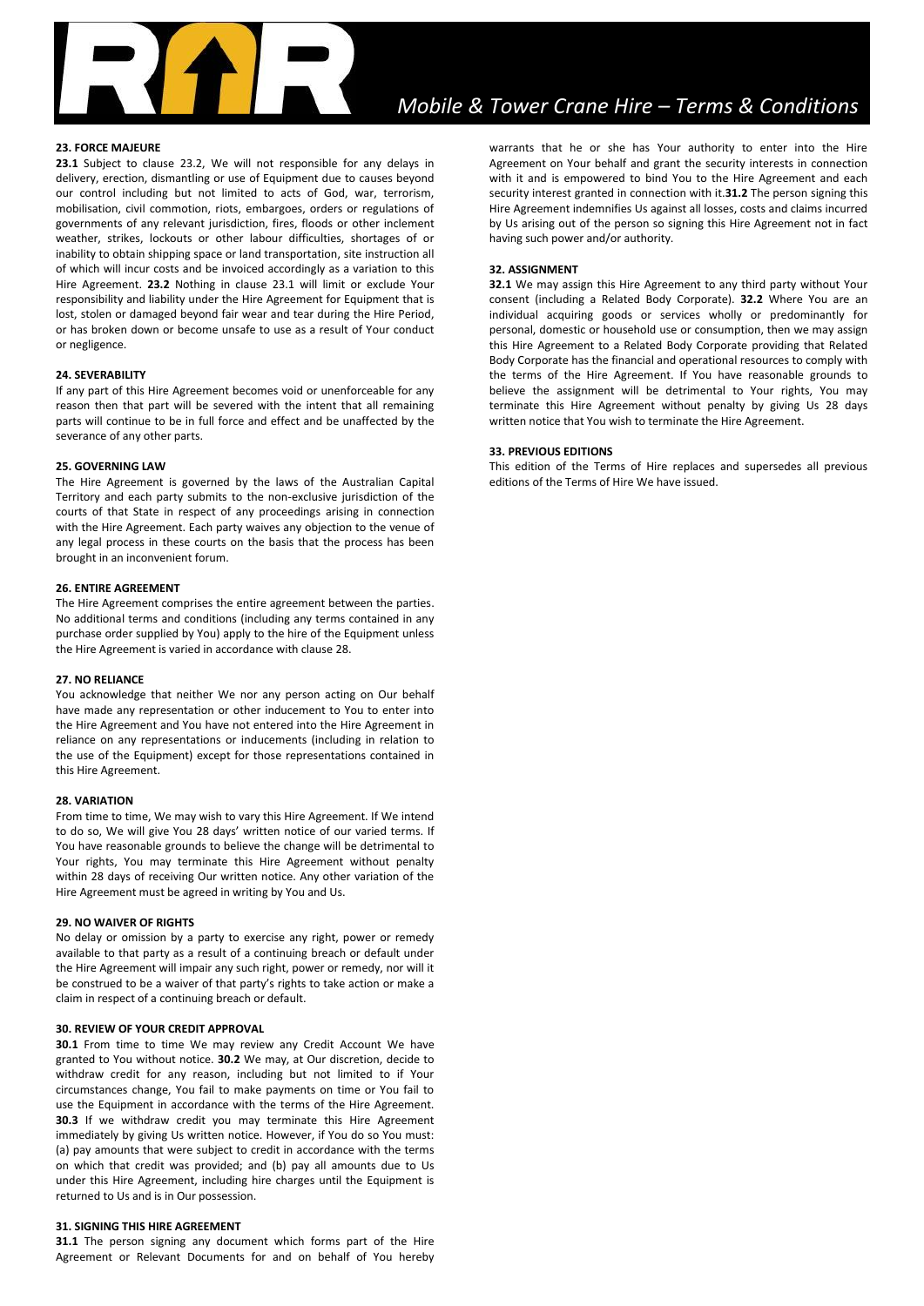## 23. FORCE MAJEURE

**23.1** Subject to clause 23.2, We will not responsible for any delays in delivery, erection, dismantling or use of Equipment due to causes beyond our control including but not limited to acts of God, war, terrorism, mobilisation, civil commotion, riots, embargoes, orders or regulations of governments of any relevant jurisdiction, fires, floods or other inclement weather, strikes, lockouts or other labour difficulties, shortages of or inability to obtain shipping space or land transportation, site instruction all of which will incur costs and be invoiced accordingly as a variation to this Hire Agreement. **23.2** Nothing in clause 23.1 will limit or exclude Your responsibility and liability under the Hire Agreement for Equipment that is lost, stolen or damaged beyond fair wear and tear during the Hire Period, or has broken down or become unsafe to use as a result of Your conduct or negligence.

## 24. SEVERABILITY

If any part of this Hire Agreement becomes void or unenforceable for any reason then that part will be severed with the intent that all remaining parts will continue to be in full force and effect and be unaffected by the severance of any other parts.

## 25. GOVERNING LAW

The Hire Agreement is governed by the laws of the Australian Capital Territory and each party submits to the non-exclusive jurisdiction of the courts of that State in respect of any proceedings arising in connection with the Hire Agreement. Each party waives any objection to the venue of any legal process in these courts on the basis that the process has been brought in an inconvenient forum.

## 26. ENTIRE AGREEMENT

The Hire Agreement comprises the entire agreement between the parties. No additional terms and conditions (including any terms contained in any purchase order supplied by You) apply to the hire of the Equipment unless the Hire Agreement is varied in accordance with clause 28.

## 27. NO RELIANCE

You acknowledge that neither We nor any person acting on Our behalf have made any representation or other inducement to You to enter into the Hire Agreement and You have not entered into the Hire Agreement in reliance on any representations or inducements (including in relation to the use of the Equipment) except for those representations contained in this Hire Agreement.

## 28. VARIATION

From time to time, We may wish to vary this Hire Agreement. If We intend to do so, We will give You 28 days' written notice of our varied terms. If You have reasonable grounds to believe the change will be detrimental to Your rights, You may terminate this Hire Agreement without penalty within 28 days of receiving Our written notice. Any other variation of the Hire Agreement must be agreed in writing by You and Us.

## 29. NO WAIVER OF RIGHTS

No delay or omission by a party to exercise any right, power or remedy available to that party as a result of a continuing breach or default under the Hire Agreement will impair any such right, power or remedy, nor will it be construed to be a waiver of that party's rights to take action or make a claim in respect of a continuing breach or default.

## 30. REVIEW OF YOUR CREDIT APPROVAL

**30.1** From time to time We may review any Credit Account We have granted to You without notice. **30.2** We may, at Our discretion, decide to withdraw credit for any reason, including but not limited to if Your circumstances change, You fail to make payments on time or You fail to use the Equipment in accordance with the terms of the Hire Agreement. **30.3** If we withdraw credit you may terminate this Hire Agreement immediately by giving Us written notice. However, if You do so You must: (a) pay amounts that were subject to credit in accordance with the terms on which that credit was provided; and (b) pay all amounts due to Us under this Hire Agreement, including hire charges until the Equipment is returned to Us and is in Our possession.

## 31. SIGNING THIS HIRE AGREEMENT

**31.1** The person signing any document which forms part of the Hire Agreement or Relevant Documents for and on behalf of You hereby warrants that he or she has Your authority to enter into the Hire Agreement on Your behalf and grant the security interests in connection with it and is empowered to bind You to the Hire Agreement and each security interest granted in connection with it.**31.2** The person signing this Hire Agreement indemnifies Us against all losses, costs and claims incurred by Us arising out of the person so signing this Hire Agreement not in fact having such power and/or authority.

## 32. ASSIGNMENT

**32.1** We may assign this Hire Agreement to any third party without Your consent (including a Related Body Corporate). **32.2** Where You are an individual acquiring goods or services wholly or predominantly for personal, domestic or household use or consumption, then we may assign this Hire Agreement to a Related Body Corporate providing that Related Body Corporate has the financial and operational resources to comply with the terms of the Hire Agreement. If You have reasonable grounds to believe the assignment will be detrimental to Your rights, You may terminate this Hire Agreement without penalty by giving Us 28 days written notice that You wish to terminate the Hire Agreement.

## 33. PREVIOUS EDITIONS

This edition of the Terms of Hire replaces and supersedes all previous editions of the Terms of Hire We have issued.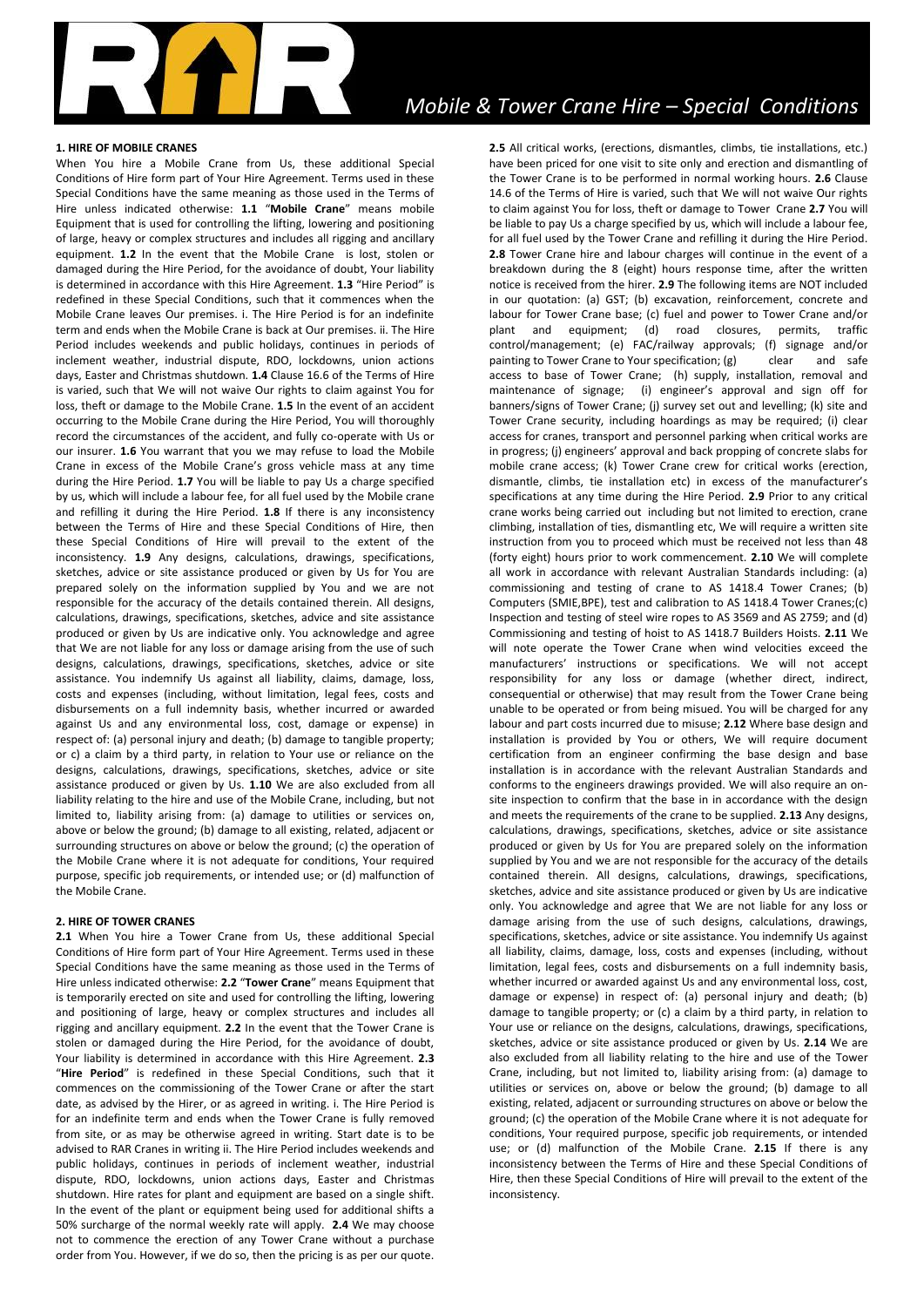# Mobile & Tower Crane Hire – Special Conditions

## 1. HIRE OF MOBILE CRANES

When You hire a Mobile Crane from Us, these additional Special Conditions of Hire form part of Your Hire Agreement. Terms used in these Special Conditions have the same meaning as those used in the Terms of Hire unless indicated otherwise: **1.1** "**Mobile Crane**" means mobile Equipment that is used for controlling the lifting, lowering and positioning of large, heavy or complex structures and includes all rigging and ancillary equipment. **1.2** In the event that the Mobile Crane is lost, stolen or damaged during the Hire Period, for the avoidance of doubt, Your liability is determined in accordance with this Hire Agreement. **1.3** "Hire Period" is redefined in these Special Conditions, such that it commences when the Mobile Crane leaves Our premises. i. The Hire Period is for an indefinite term and ends when the Mobile Crane is back at Our premises. ii. The Hire Period includes weekends and public holidays, continues in periods of inclement weather, industrial dispute, RDO, lockdowns, union actions days, Easter and Christmas shutdown. **1.4** Clause 16.6 of the Terms of Hire is varied, such that We will not waive Our rights to claim against You for loss, theft or damage to the Mobile Crane. **1.5** In the event of an accident occurring to the Mobile Crane during the Hire Period, You will thoroughly record the circumstances of the accident, and fully co-operate with Us or our insurer. **1.6** You warrant that you we may refuse to load the Mobile Crane in excess of the Mobile Crane's gross vehicle mass at any time during the Hire Period. **1.7** You will be liable to pay Us a charge specified by us, which will include a labour fee, for all fuel used by the Mobile crane and refilling it during the Hire Period. **1.8** If there is any inconsistency between the Terms of Hire and these Special Conditions of Hire, then these Special Conditions of Hire will prevail to the extent of the inconsistency. **1.9** Any designs, calculations, drawings, specifications, sketches, advice or site assistance produced or given by Us for You are prepared solely on the information supplied by You and we are not responsible for the accuracy of the details contained therein. All designs, calculations, drawings, specifications, sketches, advice and site assistance produced or given by Us are indicative only. You acknowledge and agree that We are not liable for any loss or damage arising from the use of such designs, calculations, drawings, specifications, sketches, advice or site assistance. You indemnify Us against all liability, claims, damage, loss, costs and expenses (including, without limitation, legal fees, costs and disbursements on a full indemnity basis, whether incurred or awarded against Us and any environmental loss, cost, damage or expense) in respect of: (a) personal injury and death; (b) damage to tangible property; or c) a claim by a third party, in relation to Your use or reliance on the designs, calculations, drawings, specifications, sketches, advice or site assistance produced or given by Us. **1.10** We are also excluded from all liability relating to the hire and use of the Mobile Crane, including, but not limited to, liability arising from: (a) damage to utilities or services on, above or below the ground; (b) damage to all existing, related, adjacent or surrounding structures on above or below the ground; (c) the operation of the Mobile Crane where it is not adequate for conditions, Your required purpose, specific job requirements, or intended use; or (d) malfunction of the Mobile Crane.

## 2. HIRE OF TOWER CRANES

**2.1** When You hire a Tower Crane from Us, these additional Special Conditions of Hire form part of Your Hire Agreement. Terms used in these Special Conditions have the same meaning as those used in the Terms of Hire unless indicated otherwise: **2.2** "**Tower Crane**" means Equipment that is temporarily erected on site and used for controlling the lifting, lowering and positioning of large, heavy or complex structures and includes all rigging and ancillary equipment. **2.2** In the event that the Tower Crane is stolen or damaged during the Hire Period, for the avoidance of doubt, Your liability is determined in accordance with this Hire Agreement. **2.3** "**Hire Period**" is redefined in these Special Conditions, such that it commences on the commissioning of the Tower Crane or after the start date, as advised by the Hirer, or as agreed in writing. i. The Hire Period is for an indefinite term and ends when the Tower Crane is fully removed from site, or as may be otherwise agreed in writing. Start date is to be advised to RAR Cranes in writing ii. The Hire Period includes weekends and public holidays, continues in periods of inclement weather, industrial dispute, RDO, lockdowns, union actions days, Easter and Christmas shutdown. Hire rates for plant and equipment are based on a single shift. In the event of the plant or equipment being used for additional shifts a 50% surcharge of the normal weekly rate will apply. **2.4** We may choose not to commence the erection of any Tower Crane without a purchase order from You. However, if we do so, then the pricing is as per our quote. **2.5** All critical works, (erections, dismantles, climbs, tie installations, etc.) have been priced for one visit to site only and erection and dismantling of the Tower Crane is to be performed in normal working hours. **2.6** Clause 14.6 of the Terms of Hire is varied, such that We will not waive Our rights to claim against You for loss, theft or damage to Tower Crane **2.7** You will be liable to pay Us a charge specified by us, which will include a labour fee, for all fuel used by the Tower Crane and refilling it during the Hire Period. **2.8** Tower Crane hire and labour charges will continue in the event of a breakdown during the 8 (eight) hours response time, after the written notice is received from the hirer. **2.9** The following items are NOT included in our quotation: (a) GST; (b) excavation, reinforcement, concrete and labour for Tower Crane base; (c) fuel and power to Tower Crane and/or plant and equipment; (d) road closures, permits, traffic control/management; (e) FAC/railway approvals; (f) signage and/or painting to Tower Crane to Your specification; (g) clear and safe access to base of Tower Crane; (h) supply, installation, removal and maintenance of signage; (i) engineer's approval and sign off for banners/signs of Tower Crane; (j) survey set out and levelling; (k) site and Tower Crane security, including hoardings as may be required; (i) clear access for cranes, transport and personnel parking when critical works are in progress; (j) engineers' approval and back propping of concrete slabs for mobile crane access; (k) Tower Crane crew for critical works (erection, dismantle, climbs, tie installation etc) in excess of the manufacturer's specifications at any time during the Hire Period. **2.9** Prior to any critical crane works being carried out including but not limited to erection, crane climbing, installation of ties, dismantling etc, We will require a written site instruction from you to proceed which must be received not less than 48 (forty eight) hours prior to work commencement. **2.10** We will complete all work in accordance with relevant Australian Standards including: (a) commissioning and testing of crane to AS 1418.4 Tower Cranes; (b) Computers (SMIE,BPE), test and calibration to AS 1418.4 Tower Cranes;(c) Inspection and testing of steel wire ropes to AS 3569 and AS 2759; and (d) Commissioning and testing of hoist to AS 1418.7 Builders Hoists. **2.11** We will note operate the Tower Crane when wind velocities exceed the manufacturers' instructions or specifications. We will not accept responsibility for any loss or damage (whether direct, indirect, consequential or otherwise) that may result from the Tower Crane being unable to be operated or from being misued. You will be charged for any labour and part costs incurred due to misuse; **2.12** Where base design and installation is provided by You or others, We will require document certification from an engineer confirming the base design and base installation is in accordance with the relevant Australian Standards and conforms to the engineers drawings provided. We will also require an on-site inspection to confirm that the base in in accordance with the design and meets the requirements of the crane to be supplied. **2.13** Any designs, calculations, drawings, specifications, sketches, advice or site assistance produced or given by Us for You are prepared solely on the information supplied by You and we are not responsible for the accuracy of the details contained therein. All designs, calculations, drawings, specifications, sketches, advice and site assistance produced or given by Us are indicative only. You acknowledge and agree that We are not liable for any loss or damage arising from the use of such designs, calculations, drawings, specifications, sketches, advice or site assistance. You indemnify Us against all liability, claims, damage, loss, costs and expenses (including, without limitation, legal fees, costs and disbursements on a full indemnity basis, whether incurred or awarded against Us and any environmental loss, cost, damage or expense) in respect of: (a) personal injury and death; (b) damage to tangible property; or (c) a claim by a third party, in relation to Your use or reliance on the designs, calculations, drawings, specifications, sketches, advice or site assistance produced or given by Us. **2.14** We are also excluded from all liability relating to the hire and use of the Tower Crane, including, but not limited to, liability arising from: (a) damage to utilities or services on, above or below the ground; (b) damage to all existing, related, adjacent or surrounding structures on above or below the ground; (c) the operation of the Mobile Crane where it is not adequate for conditions, Your required purpose, specific job requirements, or intended use; or (d) malfunction of the Mobile Crane. **2.15** If there is any inconsistency between the Terms of Hire and these Special Conditions of Hire, then these Special Conditions of Hire will prevail to the extent of the inconsistency.